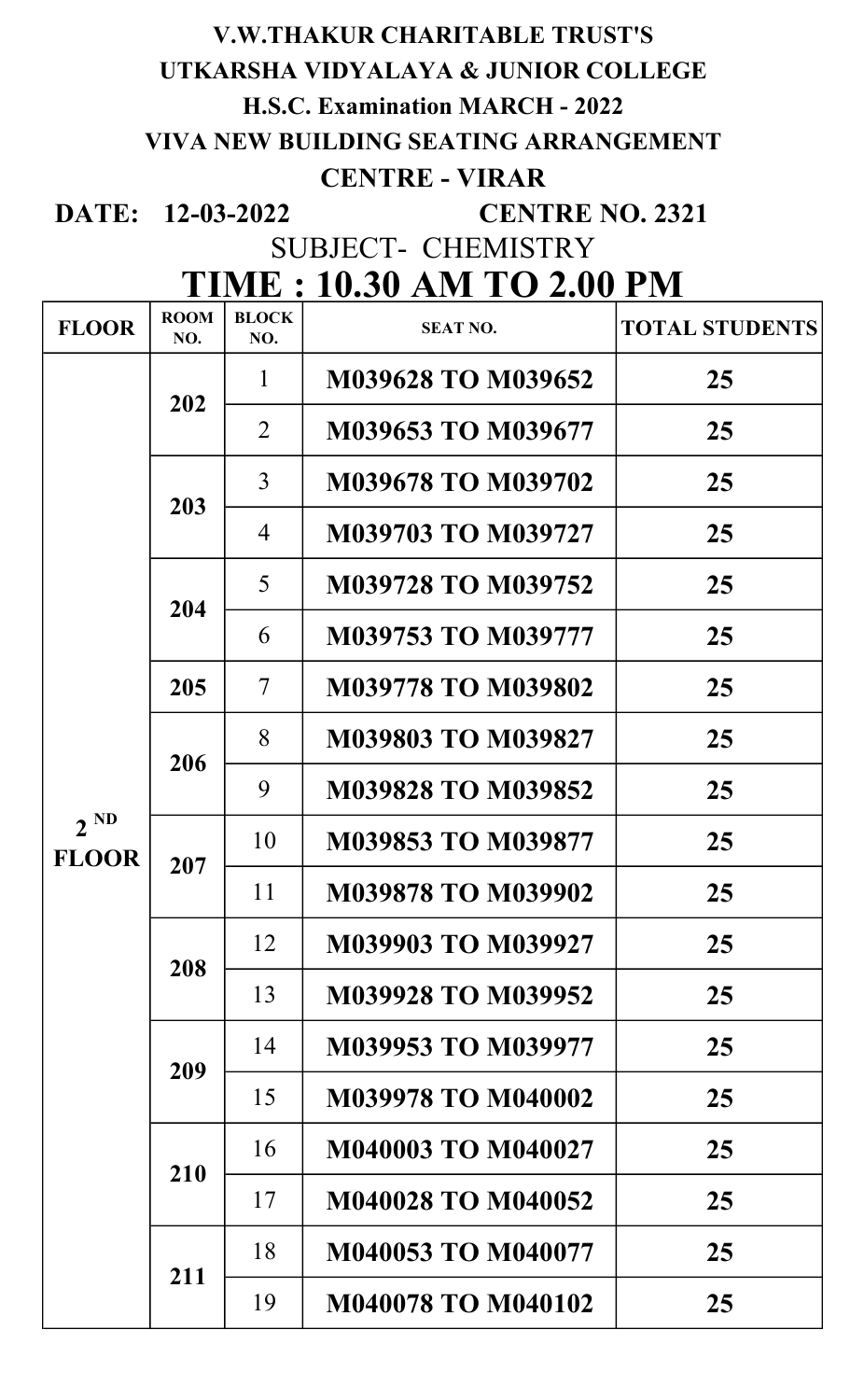**V.W.THAKUR CHARITABLE TRUST'S**

**UTKARSHA VIDYALAYA & JUNIOR COLLEGE**

**H.S.C. Examination MARCH - 2022**

**VIVA NEW BUILDING SEATING ARRANGEMENT**

**CENTRE - VIRAR**

**DATE: 12-03-2022** **CENTRE NO. 2321**

SUBJECT- CHEMISTRY

# TIME : 10.30 AM TO 2.00 PM

| FLOOR | ROOM NO. | BLOCK NO. | SEAT NO. | TOTAL STUDENTS |
|---|---|---|---|---|
| 2 ND FLOOR | 202 | 1 | M039628 TO M039652 | 25 |
| | | 2 | M039653 TO M039677 | 25 |
| | 203 | 3 | M039678 TO M039702 | 25 |
| | | 4 | M039703 TO M039727 | 25 |
| | 204 | 5 | M039728 TO M039752 | 25 |
| | | 6 | M039753 TO M039777 | 25 |
| | 205 | 7 | M039778 TO M039802 | 25 |
| | 206 | 8 | M039803 TO M039827 | 25 |
| | | 9 | M039828 TO M039852 | 25 |
| | 207 | 10 | M039853 TO M039877 | 25 |
| | | 11 | M039878 TO M039902 | 25 |
| | 208 | 12 | M039903 TO M039927 | 25 |
| | | 13 | M039928 TO M039952 | 25 |
| | 209 | 14 | M039953 TO M039977 | 25 |
| | | 15 | M039978 TO M040002 | 25 |
| | 210 | 16 | M040003 TO M040027 | 25 |
| | | 17 | M040028 TO M040052 | 25 |
| | 211 | 18 | M040053 TO M040077 | 25 |
| | | 19 | M040078 TO M040102 | 25 |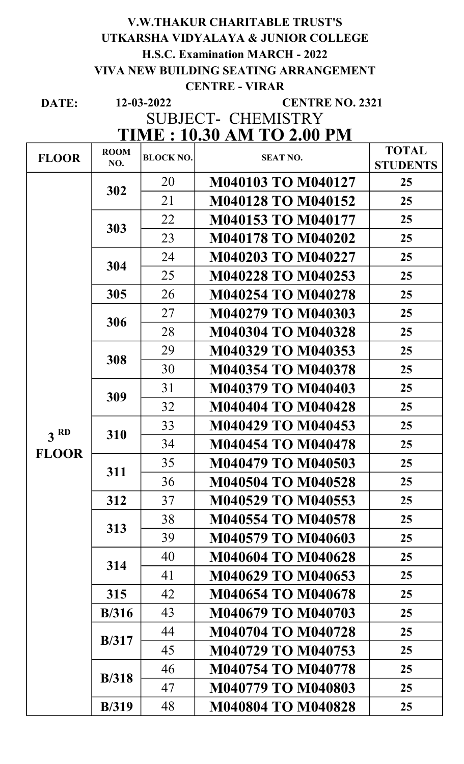**V.W.THAKUR CHARITABLE TRUST'S**

**UTKARSHA VIDYALAYA & JUNIOR COLLEGE**

**H.S.C. Examination MARCH - 2022**

**VIVA NEW BUILDING SEATING ARRANGEMENT**

**CENTRE - VIRAR**

**DATE:** 12-03-2022 **CENTRE NO. 2321**

SUBJECT- CHEMISTRY

**TIME : 10.30 AM TO 2.00 PM**

| FLOOR | ROOM NO. | BLOCK NO. | SEAT NO. | TOTAL STUDENTS |
|---|---|---|---|---|
| 3 RD FLOOR | 302 | 20 | M040103 TO M040127 | 25 |
| | | 21 | M040128 TO M040152 | 25 |
| | 303 | 22 | M040153 TO M040177 | 25 |
| | | 23 | M040178 TO M040202 | 25 |
| | 304 | 24 | M040203 TO M040227 | 25 |
| | | 25 | M040228 TO M040253 | 25 |
| | 305 | 26 | M040254 TO M040278 | 25 |
| | 306 | 27 | M040279 TO M040303 | 25 |
| | | 28 | M040304 TO M040328 | 25 |
| | 308 | 29 | M040329 TO M040353 | 25 |
| | | 30 | M040354 TO M040378 | 25 |
| | 309 | 31 | M040379 TO M040403 | 25 |
| | | 32 | M040404 TO M040428 | 25 |
| | 310 | 33 | M040429 TO M040453 | 25 |
| | | 34 | M040454 TO M040478 | 25 |
| | 311 | 35 | M040479 TO M040503 | 25 |
| | | 36 | M040504 TO M040528 | 25 |
| | 312 | 37 | M040529 TO M040553 | 25 |
| | 313 | 38 | M040554 TO M040578 | 25 |
| | | 39 | M040579 TO M040603 | 25 |
| | 314 | 40 | M040604 TO M040628 | 25 |
| | | 41 | M040629 TO M040653 | 25 |
| | 315 | 42 | M040654 TO M040678 | 25 |
| | B/316 | 43 | M040679 TO M040703 | 25 |
| | B/317 | 44 | M040704 TO M040728 | 25 |
| | | 45 | M040729 TO M040753 | 25 |
| | B/318 | 46 | M040754 TO M040778 | 25 |
| | | 47 | M040779 TO M040803 | 25 |
| | B/319 | 48 | M040804 TO M040828 | 25 |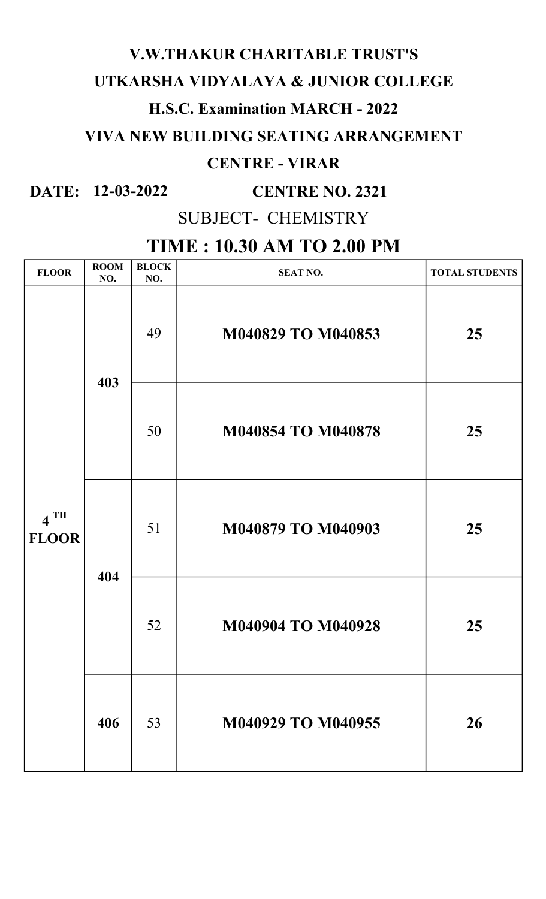# V.W.THAKUR CHARITABLE TRUST'S

# UTKARSHA VIDYALAYA & JUNIOR COLLEGE

## H.S.C. Examination MARCH - 2022

## VIVA NEW BUILDING SEATING ARRANGEMENT

## CENTRE - VIRAR

**DATE: 12-03-2022** **CENTRE NO. 2321**

SUBJECT- CHEMISTRY

## TIME : 10.30 AM TO 2.00 PM

| FLOOR | ROOM NO. | BLOCK NO. | SEAT NO. | TOTAL STUDENTS |
|---|---|---|---|---|
| 4 TH FLOOR | 403 | 49 | **M040829 TO M040853** | **25** |
| | | 50 | **M040854 TO M040878** | **25** |
| | 404 | 51 | **M040879 TO M040903** | **25** |
| | | 52 | **M040904 TO M040928** | **25** |
| | 406 | 53 | **M040929 TO M040955** | **26** |